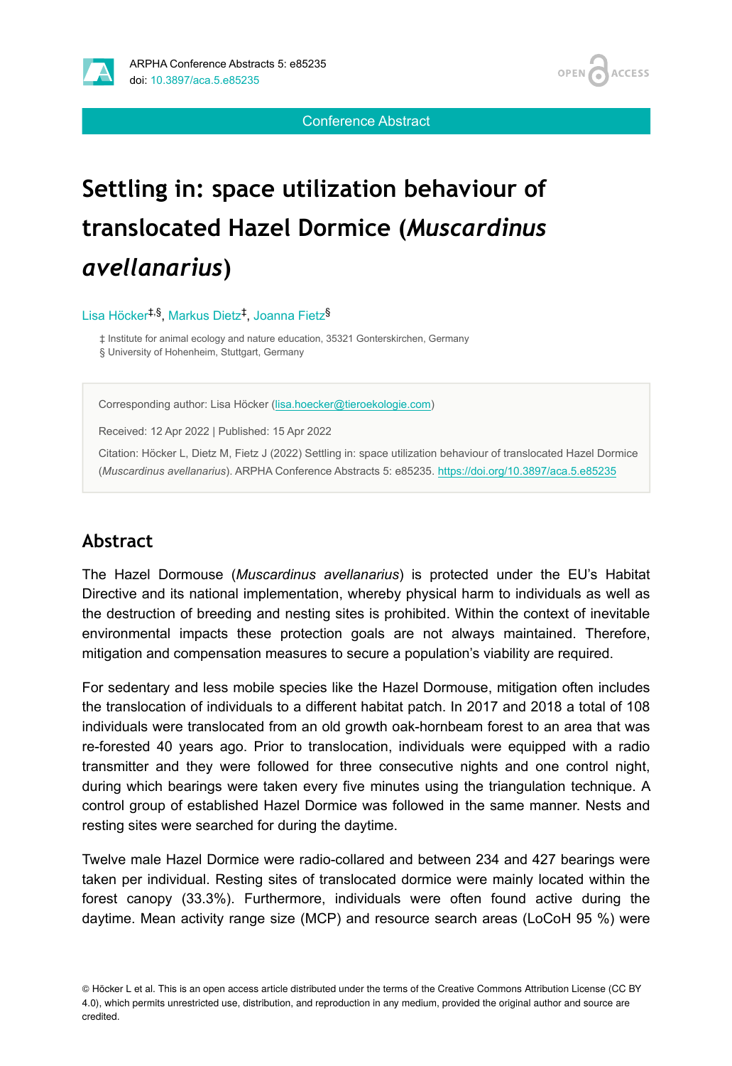# Settling in: space utilization behaviour of translocated Hazel Dormice (*Muscardinus avellanarius*)

Lisa Höcker[‡,§], Markus Dietz[‡], Joanna Fietz[§]

‡ Institute for animal ecology and nature education, 35321 Gonterskirchen, Germany

§ University of Hohenheim, Stuttgart, Germany

Corresponding author: Lisa Höcker (lisa.hoecker@tieroekologie.com)

Received: 12 Apr 2022 | Published: 15 Apr 2022

Citation: Höcker L, Dietz M, Fietz J (2022) Settling in: space utilization behaviour of translocated Hazel Dormice (*Muscardinus avellanarius*). ARPHA Conference Abstracts 5: e85235. https://doi.org/10.3897/aca.5.e85235

## Abstract

The Hazel Dormouse (*Muscardinus avellanarius*) is protected under the EU's Habitat Directive and its national implementation, whereby physical harm to individuals as well as the destruction of breeding and nesting sites is prohibited. Within the context of inevitable environmental impacts these protection goals are not always maintained. Therefore, mitigation and compensation measures to secure a population's viability are required.

For sedentary and less mobile species like the Hazel Dormouse, mitigation often includes the translocation of individuals to a different habitat patch. In 2017 and 2018 a total of 108 individuals were translocated from an old growth oak-hornbeam forest to an area that was re-forested 40 years ago. Prior to translocation, individuals were equipped with a radio transmitter and they were followed for three consecutive nights and one control night, during which bearings were taken every five minutes using the triangulation technique. A control group of established Hazel Dormice was followed in the same manner. Nests and resting sites were searched for during the daytime.

Twelve male Hazel Dormice were radio-collared and between 234 and 427 bearings were taken per individual. Resting sites of translocated dormice were mainly located within the forest canopy (33.3%). Furthermore, individuals were often found active during the daytime. Mean activity range size (MCP) and resource search areas (LoCoH 95 %) were

© Höcker L et al. This is an open access article distributed under the terms of the Creative Commons Attribution License (CC BY 4.0), which permits unrestricted use, distribution, and reproduction in any medium, provided the original author and source are credited.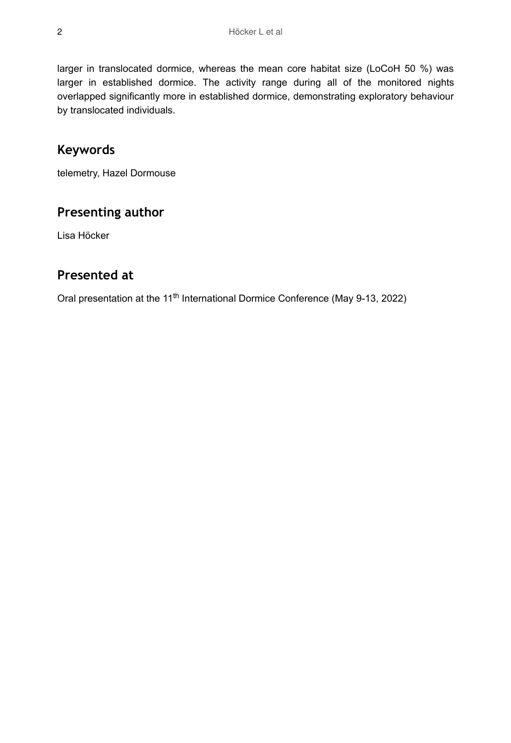larger in translocated dormice, whereas the mean core habitat size (LoCoH 50 %) was larger in established dormice. The activity range during all of the monitored nights overlapped significantly more in established dormice, demonstrating exploratory behaviour by translocated individuals.

## Keywords

telemetry, Hazel Dormouse

## Presenting author

Lisa Höcker

## Presented at

Oral presentation at the 11th International Dormice Conference (May 9-13, 2022)